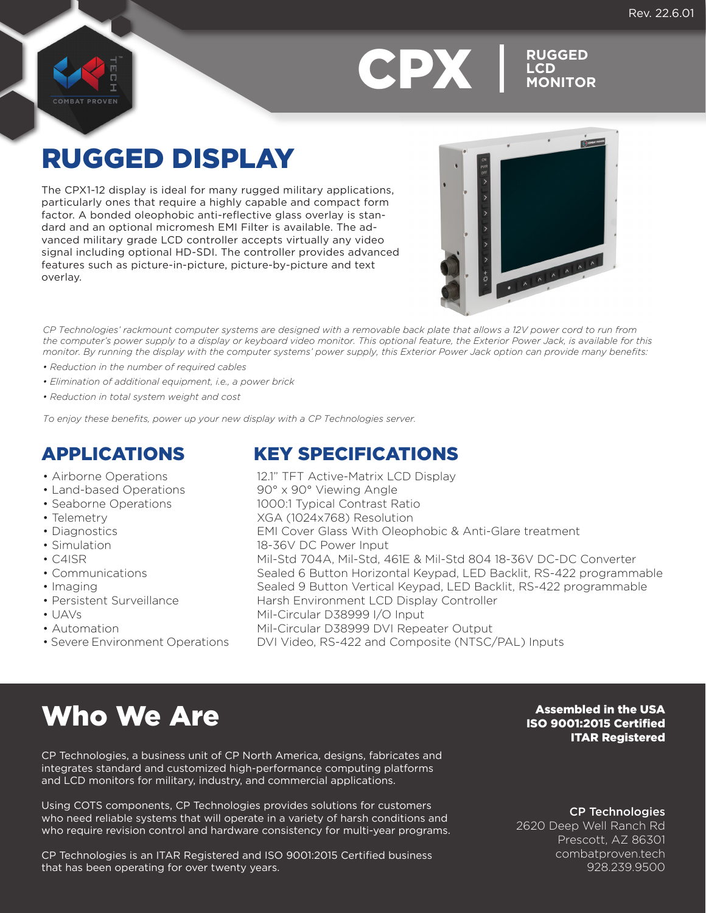Rev. 22.6.01

# CPX | RUGGED LCD MONITOR

## RUGGED DISPLAY

The CPX1-12 display is ideal for many rugged military applications, particularly ones that require a highly capable and compact form factor. A bonded oleophobic anti-reflective glass overlay is standard and an optional micromesh EMI Filter is available. The advanced military grade LCD controller accepts virtually any video signal including optional HD-SDI. The controller provides advanced features such as picture-in-picture, picture-by-picture and text overlay.

*CP Technologies' rackmount computer systems are designed with a removable back plate that allows a 12V power cord to run from the computer's power supply to a display or keyboard video monitor. This optional feature, the Exterior Power Jack, is available for this monitor. By running the display with the computer systems' power supply, this Exterior Power Jack option can provide many benefits:*

- *Reduction in the number of required cables*
- *Elimination of additional equipment, i.e., a power brick*
- *Reduction in total system weight and cost*

*To enjoy these benefits, power up your new display with a CP Technologies server.*

## APPLICATIONS

- Airborne Operations
- Land-based Operations
- Seaborne Operations
- Telemetry
- Diagnostics
- Simulation
- C4ISR
- Communications
- Imaging
- Persistent Surveillance
- UAVs
- Automation
- Severe Environment Operations

## KEY SPECIFICATIONS

12.1" TFT Active-Matrix LCD Display
90° x 90° Viewing Angle
1000:1 Typical Contrast Ratio
XGA (1024x768) Resolution
EMI Cover Glass With Oleophobic & Anti-Glare treatment
18-36V DC Power Input
Mil-Std 704A, Mil-Std, 461E & Mil-Std 804 18-36V DC-DC Converter
Sealed 6 Button Horizontal Keypad, LED Backlit, RS-422 programmable
Sealed 9 Button Vertical Keypad, LED Backlit, RS-422 programmable
Harsh Environment LCD Display Controller
Mil-Circular D38999 I/O Input
Mil-Circular D38999 DVI Repeater Output
DVI Video, RS-422 and Composite (NTSC/PAL) Inputs

## Who We Are

**Assembled in the USA**
**ISO 9001:2015 Certified**
**ITAR Registered**

CP Technologies, a business unit of CP North America, designs, fabricates and integrates standard and customized high-performance computing platforms and LCD monitors for military, industry, and commercial applications.

Using COTS components, CP Technologies provides solutions for customers who need reliable systems that will operate in a variety of harsh conditions and who require revision control and hardware consistency for multi-year programs.

CP Technologies is an ITAR Registered and ISO 9001:2015 Certified business that has been operating for over twenty years.

**CP Technologies**
2620 Deep Well Ranch Rd
Prescott, AZ 86301
combatproven.tech
928.239.9500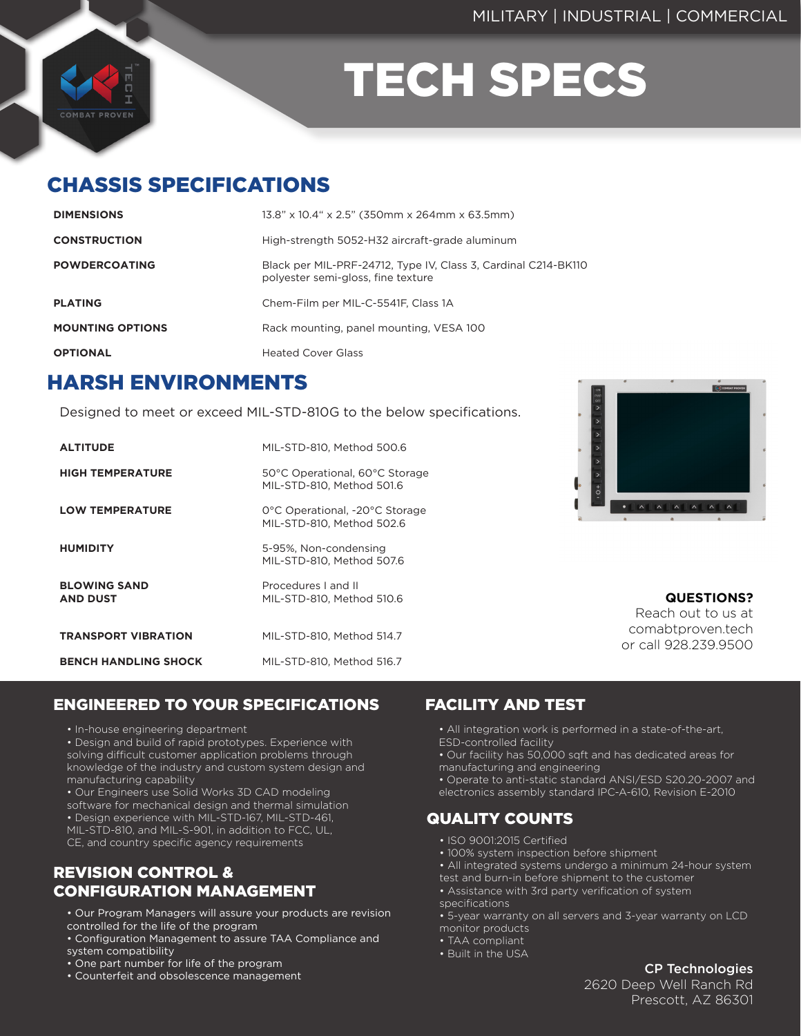MILITARY | INDUSTRIAL | COMMERCIAL

# TECH SPECS

## CHASSIS SPECIFICATIONS

| | |
|---|---|
| **DIMENSIONS** | 13.8" x 10.4" x 2.5" (350mm x 264mm x 63.5mm) |
| **CONSTRUCTION** | High-strength 5052-H32 aircraft-grade aluminum |
| **POWDERCOATING** | Black per MIL-PRF-24712, Type IV, Class 3, Cardinal C214-BK110 polyester semi-gloss, fine texture |
| **PLATING** | Chem-Film per MIL-C-5541F, Class 1A |
| **MOUNTING OPTIONS** | Rack mounting, panel mounting, VESA 100 |
| **OPTIONAL** | Heated Cover Glass |

## HARSH ENVIRONMENTS

Designed to meet or exceed MIL-STD-810G to the below specifications.

| | |
|---|---|
| **ALTITUDE** | MIL-STD-810, Method 500.6 |
| **HIGH TEMPERATURE** | 50°C Operational, 60°C Storage MIL-STD-810, Method 501.6 |
| **LOW TEMPERATURE** | 0°C Operational, -20°C Storage MIL-STD-810, Method 502.6 |
| **HUMIDITY** | 5-95%, Non-condensing MIL-STD-810, Method 507.6 |
| **BLOWING SAND AND DUST** | Procedures I and II MIL-STD-810, Method 510.6 |
| **TRANSPORT VIBRATION** | MIL-STD-810, Method 514.7 |
| **BENCH HANDLING SHOCK** | MIL-STD-810, Method 516.7 |

**QUESTIONS?**
Reach out to us at
comabtproven.tech
or call 928.239.9500

## ENGINEERED TO YOUR SPECIFICATIONS

- In-house engineering department
- Design and build of rapid prototypes. Experience with solving difficult customer application problems through knowledge of the industry and custom system design and manufacturing capability
- Our Engineers use Solid Works 3D CAD modeling software for mechanical design and thermal simulation
- Design experience with MIL-STD-167, MIL-STD-461, MIL-STD-810, and MIL-S-901, in addition to FCC, UL, CE, and country specific agency requirements

## REVISION CONTROL & CONFIGURATION MANAGEMENT

- Our Program Managers will assure your products are revision controlled for the life of the program
- Configuration Management to assure TAA Compliance and system compatibility
- One part number for life of the program
- Counterfeit and obsolescence management

## FACILITY AND TEST

- All integration work is performed in a state-of-the-art, ESD-controlled facility
- Our facility has 50,000 sqft and has dedicated areas for manufacturing and engineering
- Operate to anti-static standard ANSI/ESD S20.20-2007 and electronics assembly standard IPC-A-610, Revision E-2010

## QUALITY COUNTS

- ISO 9001:2015 Certified
- 100% system inspection before shipment
- All integrated systems undergo a minimum 24-hour system test and burn-in before shipment to the customer
- Assistance with 3rd party verification of system specifications
- 5-year warranty on all servers and 3-year warranty on LCD monitor products
- TAA compliant
- Built in the USA

**CP Technologies**
2620 Deep Well Ranch Rd
Prescott, AZ 86301